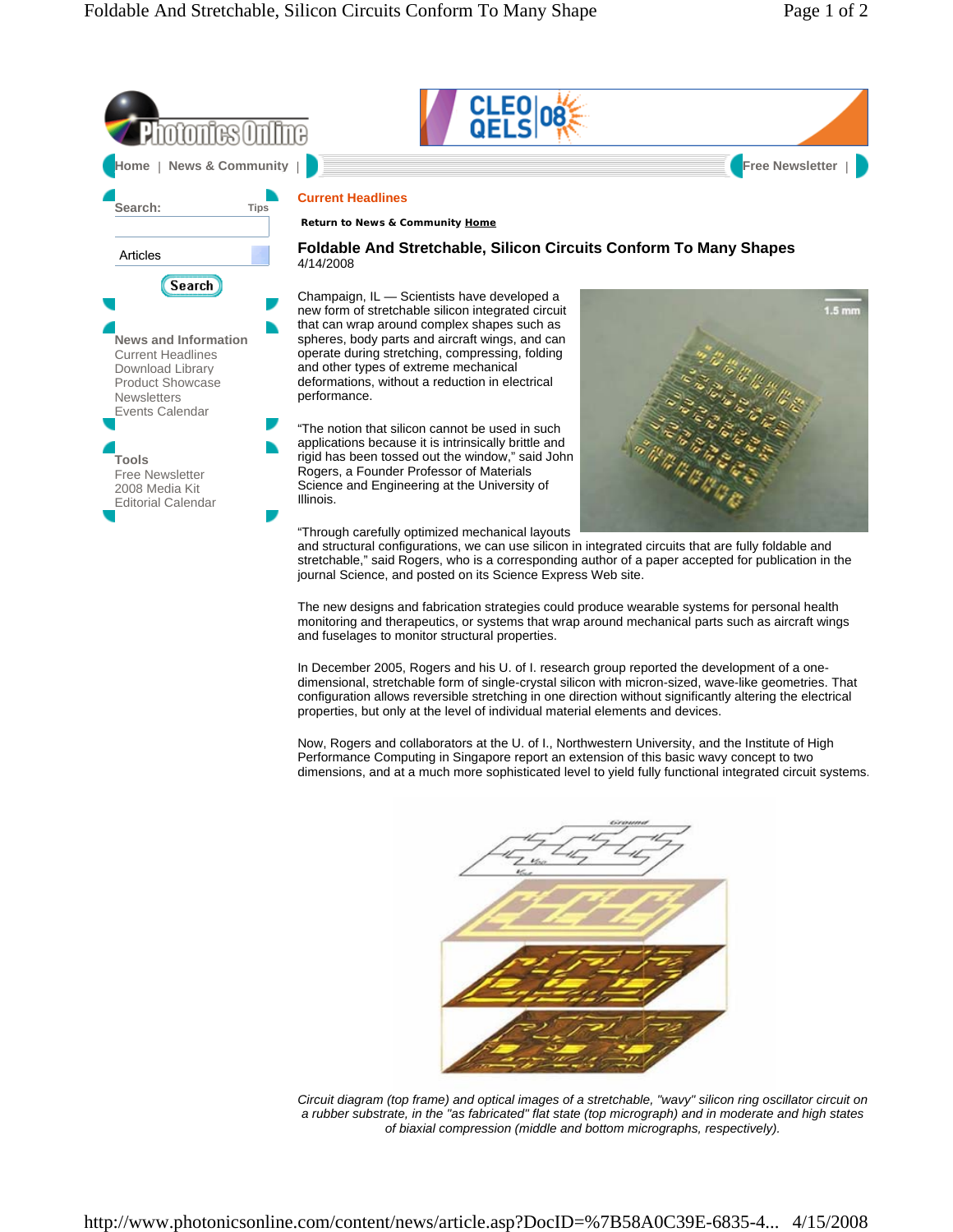Home | News & Community | Free Newsletter |

Search: Tips

Articles

Search

**News and Information**
Current Headlines
Download Library
Product Showcase
Newsletters
Events Calendar

**Tools**
Free Newsletter
2008 Media Kit
Editorial Calendar

**Current Headlines**

**Return to News & Community Home**

## Foldable And Stretchable, Silicon Circuits Conform To Many Shapes

4/14/2008

Champaign, IL — Scientists have developed a new form of stretchable silicon integrated circuit that can wrap around complex shapes such as spheres, body parts and aircraft wings, and can operate during stretching, compressing, folding and other types of extreme mechanical deformations, without a reduction in electrical performance.

"The notion that silicon cannot be used in such applications because it is intrinsically brittle and rigid has been tossed out the window," said John Rogers, a Founder Professor of Materials Science and Engineering at the University of Illinois.

"Through carefully optimized mechanical layouts and structural configurations, we can use silicon in integrated circuits that are fully foldable and stretchable," said Rogers, who is a corresponding author of a paper accepted for publication in the journal Science, and posted on its Science Express Web site.

The new designs and fabrication strategies could produce wearable systems for personal health monitoring and therapeutics, or systems that wrap around mechanical parts such as aircraft wings and fuselages to monitor structural properties.

In December 2005, Rogers and his U. of I. research group reported the development of a one-dimensional, stretchable form of single-crystal silicon with micron-sized, wave-like geometries. That configuration allows reversible stretching in one direction without significantly altering the electrical properties, but only at the level of individual material elements and devices.

Now, Rogers and collaborators at the U. of I., Northwestern University, and the Institute of High Performance Computing in Singapore report an extension of this basic wavy concept to two dimensions, and at a much more sophisticated level to yield fully functional integrated circuit systems.

*Circuit diagram (top frame) and optical images of a stretchable, "wavy" silicon ring oscillator circuit on a rubber substrate, in the "as fabricated" flat state (top micrograph) and in moderate and high states of biaxial compression (middle and bottom micrographs, respectively).*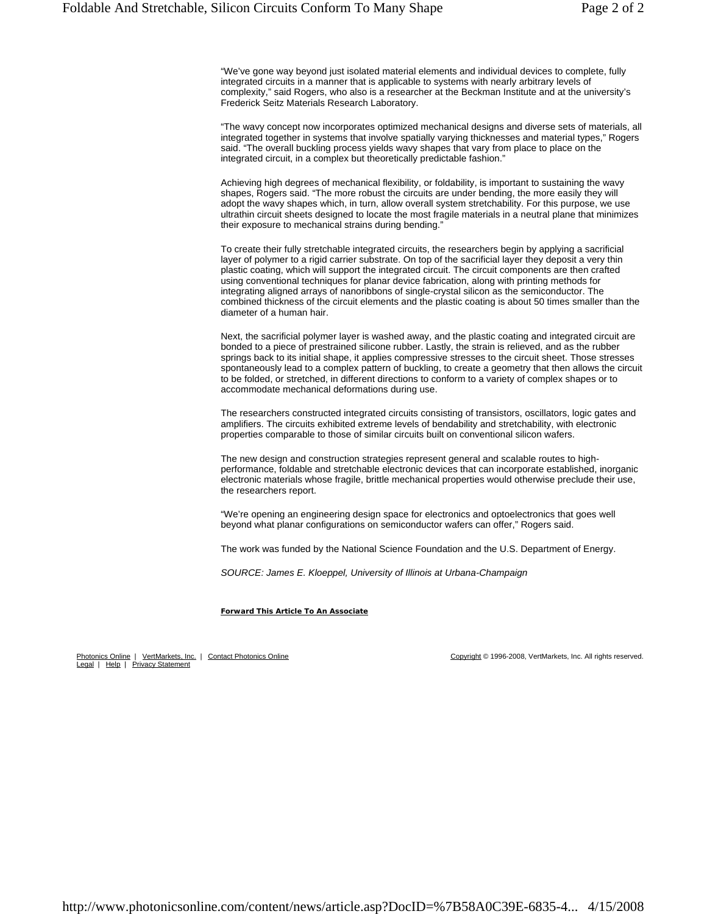"We've gone way beyond just isolated material elements and individual devices to complete, fully integrated circuits in a manner that is applicable to systems with nearly arbitrary levels of complexity," said Rogers, who also is a researcher at the Beckman Institute and at the university's Frederick Seitz Materials Research Laboratory.

"The wavy concept now incorporates optimized mechanical designs and diverse sets of materials, all integrated together in systems that involve spatially varying thicknesses and material types," Rogers said. "The overall buckling process yields wavy shapes that vary from place to place on the integrated circuit, in a complex but theoretically predictable fashion."

Achieving high degrees of mechanical flexibility, or foldability, is important to sustaining the wavy shapes, Rogers said. "The more robust the circuits are under bending, the more easily they will adopt the wavy shapes which, in turn, allow overall system stretchability. For this purpose, we use ultrathin circuit sheets designed to locate the most fragile materials in a neutral plane that minimizes their exposure to mechanical strains during bending."

To create their fully stretchable integrated circuits, the researchers begin by applying a sacrificial layer of polymer to a rigid carrier substrate. On top of the sacrificial layer they deposit a very thin plastic coating, which will support the integrated circuit. The circuit components are then crafted using conventional techniques for planar device fabrication, along with printing methods for integrating aligned arrays of nanoribbons of single-crystal silicon as the semiconductor. The combined thickness of the circuit elements and the plastic coating is about 50 times smaller than the diameter of a human hair.

Next, the sacrificial polymer layer is washed away, and the plastic coating and integrated circuit are bonded to a piece of prestrained silicone rubber. Lastly, the strain is relieved, and as the rubber springs back to its initial shape, it applies compressive stresses to the circuit sheet. Those stresses spontaneously lead to a complex pattern of buckling, to create a geometry that then allows the circuit to be folded, or stretched, in different directions to conform to a variety of complex shapes or to accommodate mechanical deformations during use.

The researchers constructed integrated circuits consisting of transistors, oscillators, logic gates and amplifiers. The circuits exhibited extreme levels of bendability and stretchability, with electronic properties comparable to those of similar circuits built on conventional silicon wafers.

The new design and construction strategies represent general and scalable routes to high-performance, foldable and stretchable electronic devices that can incorporate established, inorganic electronic materials whose fragile, brittle mechanical properties would otherwise preclude their use, the researchers report.

"We're opening an engineering design space for electronics and optoelectronics that goes well beyond what planar configurations on semiconductor wafers can offer," Rogers said.

The work was funded by the National Science Foundation and the U.S. Department of Energy.

*SOURCE: James E. Kloeppel, University of Illinois at Urbana-Champaign*

**Forward This Article To An Associate**

Photonics Online | VertMarkets, Inc. | Contact Photonics Online
Legal | Help | Privacy Statement

Copyright © 1996-2008, VertMarkets, Inc. All rights reserved.